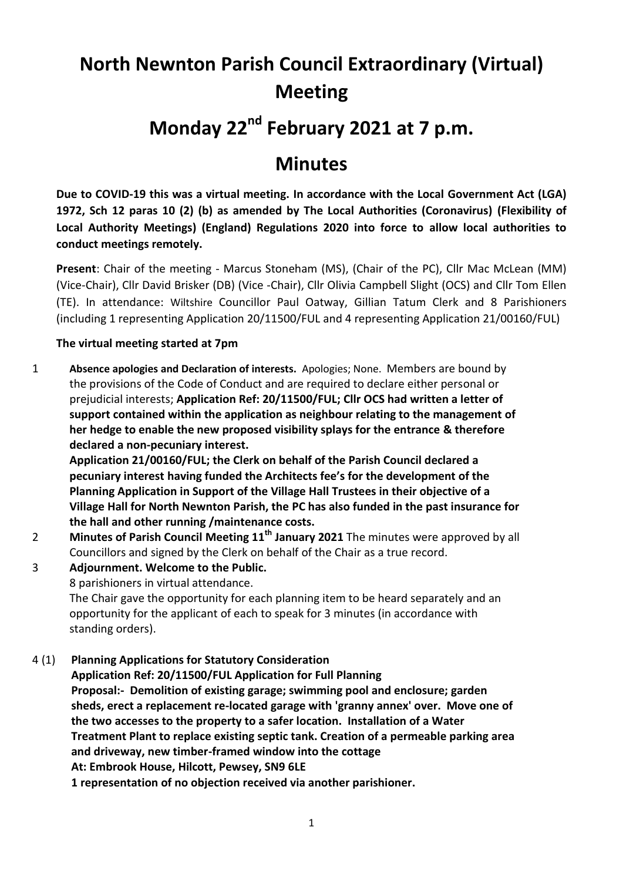# North Newnton Parish Council Extraordinary (Virtual) Meeting

# Monday 22nd February 2021 at 7 p.m.

# Minutes

**Due to COVID-19 this was a virtual meeting. In accordance with the Local Government Act (LGA) 1972, Sch 12 paras 10 (2) (b) as amended by The Local Authorities (Coronavirus) (Flexibility of Local Authority Meetings) (England) Regulations 2020 into force to allow local authorities to conduct meetings remotely.**

**Present**: Chair of the meeting - Marcus Stoneham (MS), (Chair of the PC), Cllr Mac McLean (MM) (Vice-Chair), Cllr David Brisker (DB) (Vice -Chair), Cllr Olivia Campbell Slight (OCS) and Cllr Tom Ellen (TE). In attendance: Wiltshire Councillor Paul Oatway, Gillian Tatum Clerk and 8 Parishioners (including 1 representing Application 20/11500/FUL and 4 representing Application 21/00160/FUL)

**The virtual meeting started at 7pm**

1 **Absence apologies and Declaration of interests.** Apologies; None. Members are bound by the provisions of the Code of Conduct and are required to declare either personal or prejudicial interests; **Application Ref: 20/11500/FUL; Cllr OCS had written a letter of support contained within the application as neighbour relating to the management of her hedge to enable the new proposed visibility splays for the entrance & therefore declared a non-pecuniary interest.**

**Application 21/00160/FUL; the Clerk on behalf of the Parish Council declared a pecuniary interest having funded the Architects fee's for the development of the Planning Application in Support of the Village Hall Trustees in their objective of a Village Hall for North Newnton Parish, the PC has also funded in the past insurance for the hall and other running /maintenance costs.**

2 **Minutes of Parish Council Meeting 11th January 2021** The minutes were approved by all Councillors and signed by the Clerk on behalf of the Chair as a true record.

3 **Adjournment. Welcome to the Public.**

8 parishioners in virtual attendance.

The Chair gave the opportunity for each planning item to be heard separately and an opportunity for the applicant of each to speak for 3 minutes (in accordance with standing orders).

4 (1) **Planning Applications for Statutory Consideration**

**Application Ref: 20/11500/FUL Application for Full Planning**

**Proposal:- Demolition of existing garage; swimming pool and enclosure; garden sheds, erect a replacement re-located garage with 'granny annex' over. Move one of the two accesses to the property to a safer location. Installation of a Water Treatment Plant to replace existing septic tank. Creation of a permeable parking area and driveway, new timber-framed window into the cottage**

**At: Embrook House, Hilcott, Pewsey, SN9 6LE**

**1 representation of no objection received via another parishioner.**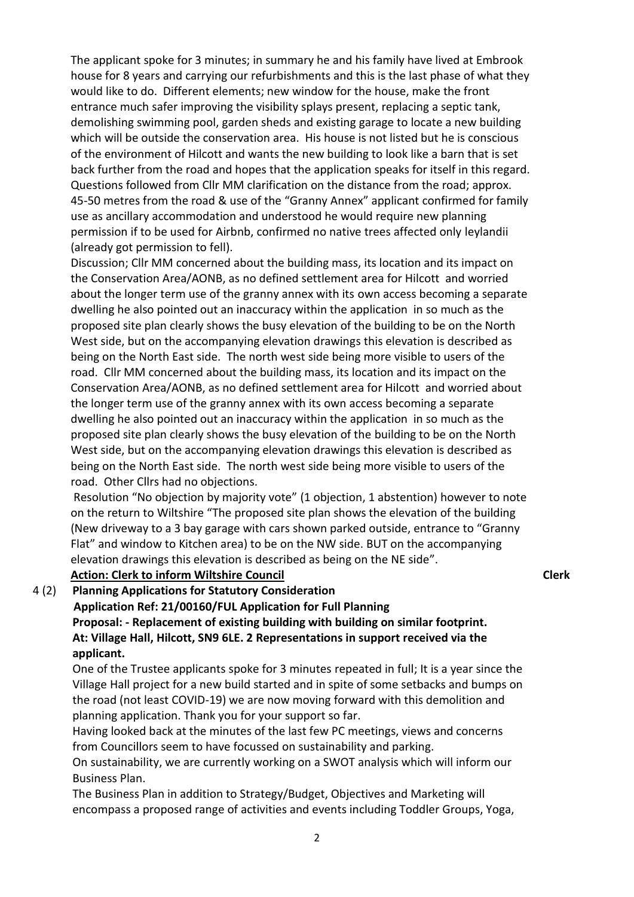The applicant spoke for 3 minutes; in summary he and his family have lived at Embrook house for 8 years and carrying our refurbishments and this is the last phase of what they would like to do. Different elements; new window for the house, make the front entrance much safer improving the visibility splays present, replacing a septic tank, demolishing swimming pool, garden sheds and existing garage to locate a new building which will be outside the conservation area. His house is not listed but he is conscious of the environment of Hilcott and wants the new building to look like a barn that is set back further from the road and hopes that the application speaks for itself in this regard. Questions followed from Cllr MM clarification on the distance from the road; approx. 45-50 metres from the road & use of the "Granny Annex" applicant confirmed for family use as ancillary accommodation and understood he would require new planning permission if to be used for Airbnb, confirmed no native trees affected only leylandii (already got permission to fell).

Discussion; Cllr MM concerned about the building mass, its location and its impact on the Conservation Area/AONB, as no defined settlement area for Hilcott and worried about the longer term use of the granny annex with its own access becoming a separate dwelling he also pointed out an inaccuracy within the application in so much as the proposed site plan clearly shows the busy elevation of the building to be on the North West side, but on the accompanying elevation drawings this elevation is described as being on the North East side. The north west side being more visible to users of the road. Cllr MM concerned about the building mass, its location and its impact on the Conservation Area/AONB, as no defined settlement area for Hilcott and worried about the longer term use of the granny annex with its own access becoming a separate dwelling he also pointed out an inaccuracy within the application in so much as the proposed site plan clearly shows the busy elevation of the building to be on the North West side, but on the accompanying elevation drawings this elevation is described as being on the North East side. The north west side being more visible to users of the road. Other Cllrs had no objections.

Resolution "No objection by majority vote" (1 objection, 1 abstention) however to note on the return to Wiltshire "The proposed site plan shows the elevation of the building (New driveway to a 3 bay garage with cars shown parked outside, entrance to "Granny Flat" and window to Kitchen area) to be on the NW side. BUT on the accompanying elevation drawings this elevation is described as being on the NE side".

**Action: Clerk to inform Wiltshire Council** **Clerk**

4 (2) **Planning Applications for Statutory Consideration**
**Application Ref: 21/00160/FUL Application for Full Planning**
**Proposal: - Replacement of existing building with building on similar footprint.**
**At: Village Hall, Hilcott, SN9 6LE. 2 Representations in support received via the applicant.**

One of the Trustee applicants spoke for 3 minutes repeated in full; It is a year since the Village Hall project for a new build started and in spite of some setbacks and bumps on the road (not least COVID-19) we are now moving forward with this demolition and planning application. Thank you for your support so far.

Having looked back at the minutes of the last few PC meetings, views and concerns from Councillors seem to have focussed on sustainability and parking.

On sustainability, we are currently working on a SWOT analysis which will inform our Business Plan.

The Business Plan in addition to Strategy/Budget, Objectives and Marketing will encompass a proposed range of activities and events including Toddler Groups, Yoga,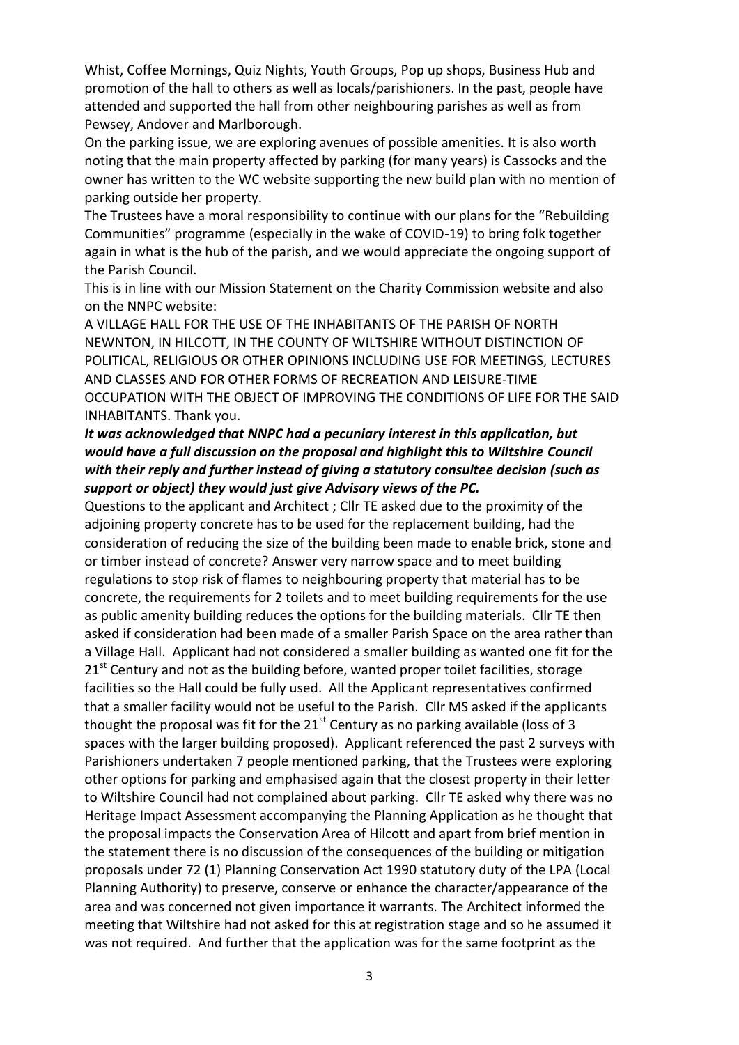Whist, Coffee Mornings, Quiz Nights, Youth Groups, Pop up shops, Business Hub and promotion of the hall to others as well as locals/parishioners. In the past, people have attended and supported the hall from other neighbouring parishes as well as from Pewsey, Andover and Marlborough.

On the parking issue, we are exploring avenues of possible amenities. It is also worth noting that the main property affected by parking (for many years) is Cassocks and the owner has written to the WC website supporting the new build plan with no mention of parking outside her property.

The Trustees have a moral responsibility to continue with our plans for the "Rebuilding Communities" programme (especially in the wake of COVID-19) to bring folk together again in what is the hub of the parish, and we would appreciate the ongoing support of the Parish Council.

This is in line with our Mission Statement on the Charity Commission website and also on the NNPC website:

A VILLAGE HALL FOR THE USE OF THE INHABITANTS OF THE PARISH OF NORTH NEWNTON, IN HILCOTT, IN THE COUNTY OF WILTSHIRE WITHOUT DISTINCTION OF POLITICAL, RELIGIOUS OR OTHER OPINIONS INCLUDING USE FOR MEETINGS, LECTURES AND CLASSES AND FOR OTHER FORMS OF RECREATION AND LEISURE-TIME OCCUPATION WITH THE OBJECT OF IMPROVING THE CONDITIONS OF LIFE FOR THE SAID INHABITANTS. Thank you.

***It was acknowledged that NNPC had a pecuniary interest in this application, but would have a full discussion on the proposal and highlight this to Wiltshire Council with their reply and further instead of giving a statutory consultee decision (such as support or object) they would just give Advisory views of the PC.***

Questions to the applicant and Architect ; Cllr TE asked due to the proximity of the adjoining property concrete has to be used for the replacement building, had the consideration of reducing the size of the building been made to enable brick, stone and or timber instead of concrete? Answer very narrow space and to meet building regulations to stop risk of flames to neighbouring property that material has to be concrete, the requirements for 2 toilets and to meet building requirements for the use as public amenity building reduces the options for the building materials. Cllr TE then asked if consideration had been made of a smaller Parish Space on the area rather than a Village Hall. Applicant had not considered a smaller building as wanted one fit for the 21st Century and not as the building before, wanted proper toilet facilities, storage facilities so the Hall could be fully used. All the Applicant representatives confirmed that a smaller facility would not be useful to the Parish. Cllr MS asked if the applicants thought the proposal was fit for the 21st Century as no parking available (loss of 3 spaces with the larger building proposed). Applicant referenced the past 2 surveys with Parishioners undertaken 7 people mentioned parking, that the Trustees were exploring other options for parking and emphasised again that the closest property in their letter to Wiltshire Council had not complained about parking. Cllr TE asked why there was no Heritage Impact Assessment accompanying the Planning Application as he thought that the proposal impacts the Conservation Area of Hilcott and apart from brief mention in the statement there is no discussion of the consequences of the building or mitigation proposals under 72 (1) Planning Conservation Act 1990 statutory duty of the LPA (Local Planning Authority) to preserve, conserve or enhance the character/appearance of the area and was concerned not given importance it warrants. The Architect informed the meeting that Wiltshire had not asked for this at registration stage and so he assumed it was not required. And further that the application was for the same footprint as the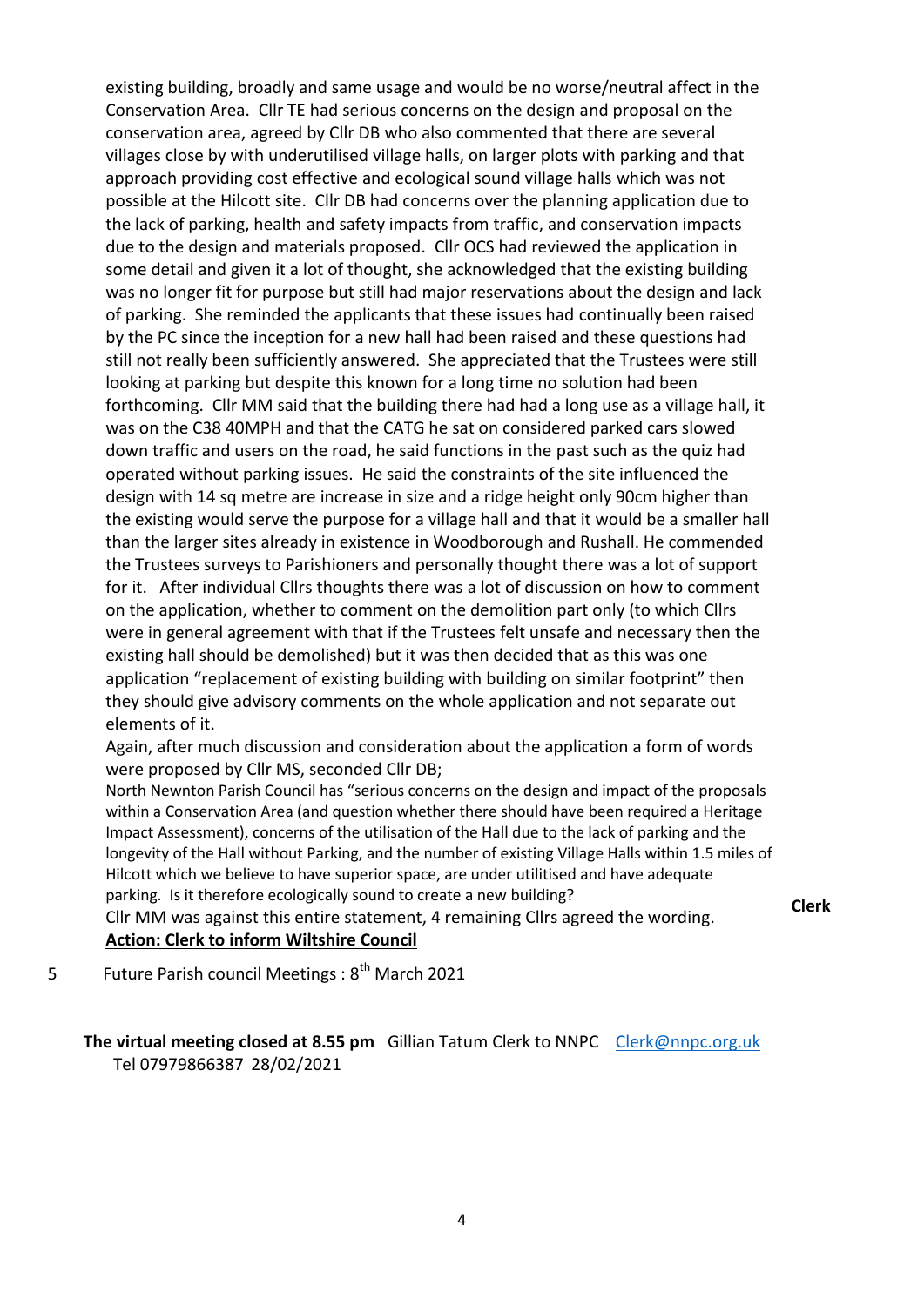existing building, broadly and same usage and would be no worse/neutral affect in the Conservation Area. Cllr TE had serious concerns on the design and proposal on the conservation area, agreed by Cllr DB who also commented that there are several villages close by with underutilised village halls, on larger plots with parking and that approach providing cost effective and ecological sound village halls which was not possible at the Hilcott site. Cllr DB had concerns over the planning application due to the lack of parking, health and safety impacts from traffic, and conservation impacts due to the design and materials proposed. Cllr OCS had reviewed the application in some detail and given it a lot of thought, she acknowledged that the existing building was no longer fit for purpose but still had major reservations about the design and lack of parking. She reminded the applicants that these issues had continually been raised by the PC since the inception for a new hall had been raised and these questions had still not really been sufficiently answered. She appreciated that the Trustees were still looking at parking but despite this known for a long time no solution had been forthcoming. Cllr MM said that the building there had had a long use as a village hall, it was on the C38 40MPH and that the CATG he sat on considered parked cars slowed down traffic and users on the road, he said functions in the past such as the quiz had operated without parking issues. He said the constraints of the site influenced the design with 14 sq metre are increase in size and a ridge height only 90cm higher than the existing would serve the purpose for a village hall and that it would be a smaller hall than the larger sites already in existence in Woodborough and Rushall. He commended the Trustees surveys to Parishioners and personally thought there was a lot of support for it. After individual Cllrs thoughts there was a lot of discussion on how to comment on the application, whether to comment on the demolition part only (to which Cllrs were in general agreement with that if the Trustees felt unsafe and necessary then the existing hall should be demolished) but it was then decided that as this was one application "replacement of existing building with building on similar footprint" then they should give advisory comments on the whole application and not separate out elements of it.

Again, after much discussion and consideration about the application a form of words were proposed by Cllr MS, seconded Cllr DB;

North Newnton Parish Council has "serious concerns on the design and impact of the proposals within a Conservation Area (and question whether there should have been required a Heritage Impact Assessment), concerns of the utilisation of the Hall due to the lack of parking and the longevity of the Hall without Parking, and the number of existing Village Halls within 1.5 miles of Hilcott which we believe to have superior space, are under utilitised and have adequate parking. Is it therefore ecologically sound to create a new building?

Cllr MM was against this entire statement, 4 remaining Cllrs agreed the wording.

**Action: Clerk to inform Wiltshire Council** — **Clerk**

5 Future Parish council Meetings : 8th March 2021

**The virtual meeting closed at 8.55 pm** Gillian Tatum Clerk to NNPC Clerk@nnpc.org.uk
Tel 07979866387 28/02/2021